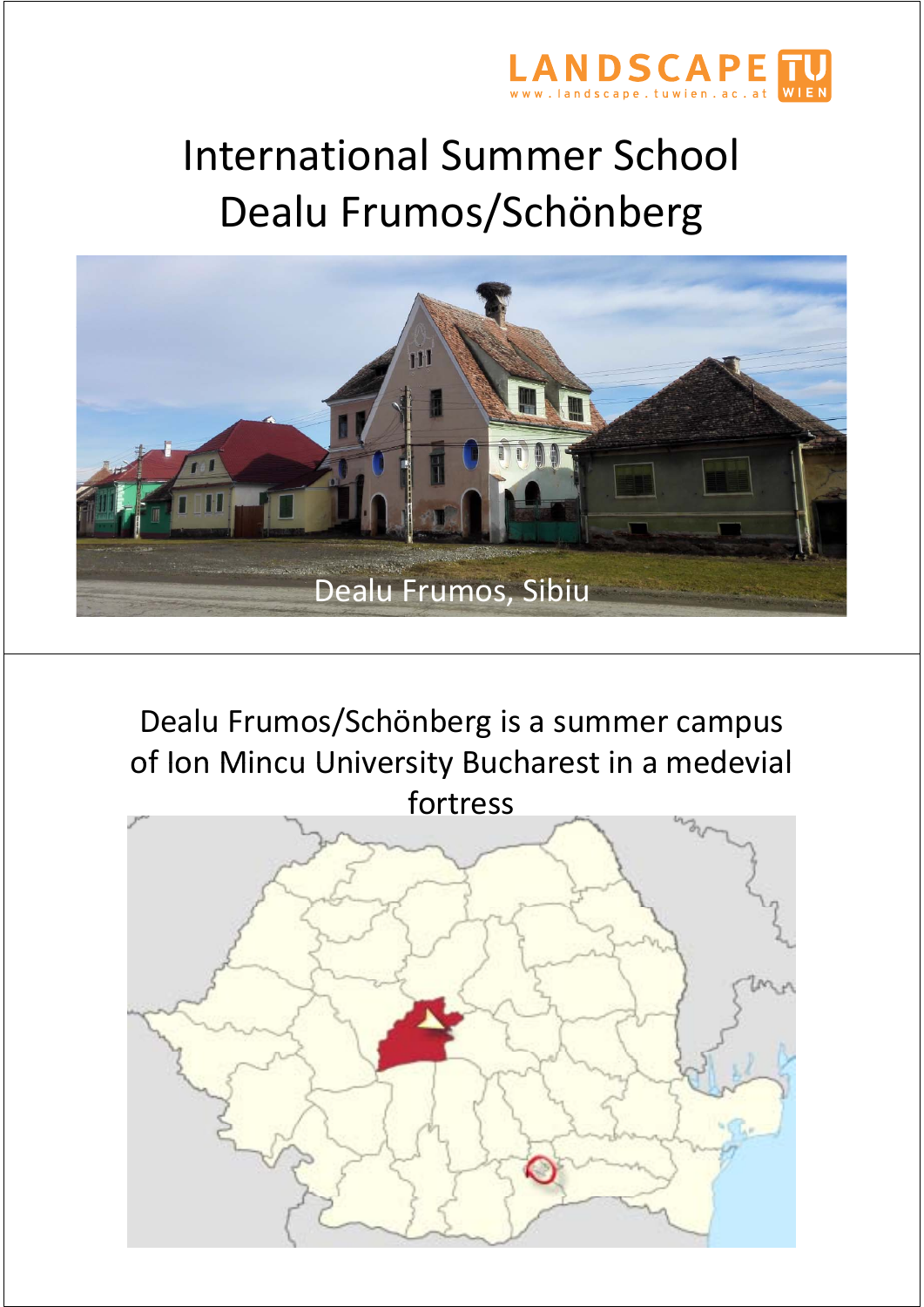LANDSCAPE www.landscape.tuwien.ac.at TU WIEN

# International Summer School Dealu Frumos/Schönberg

Dealu Frumos, Sibiu

Dealu Frumos/Schönberg is a summer campus of Ion Mincu University Bucharest in a medevial fortress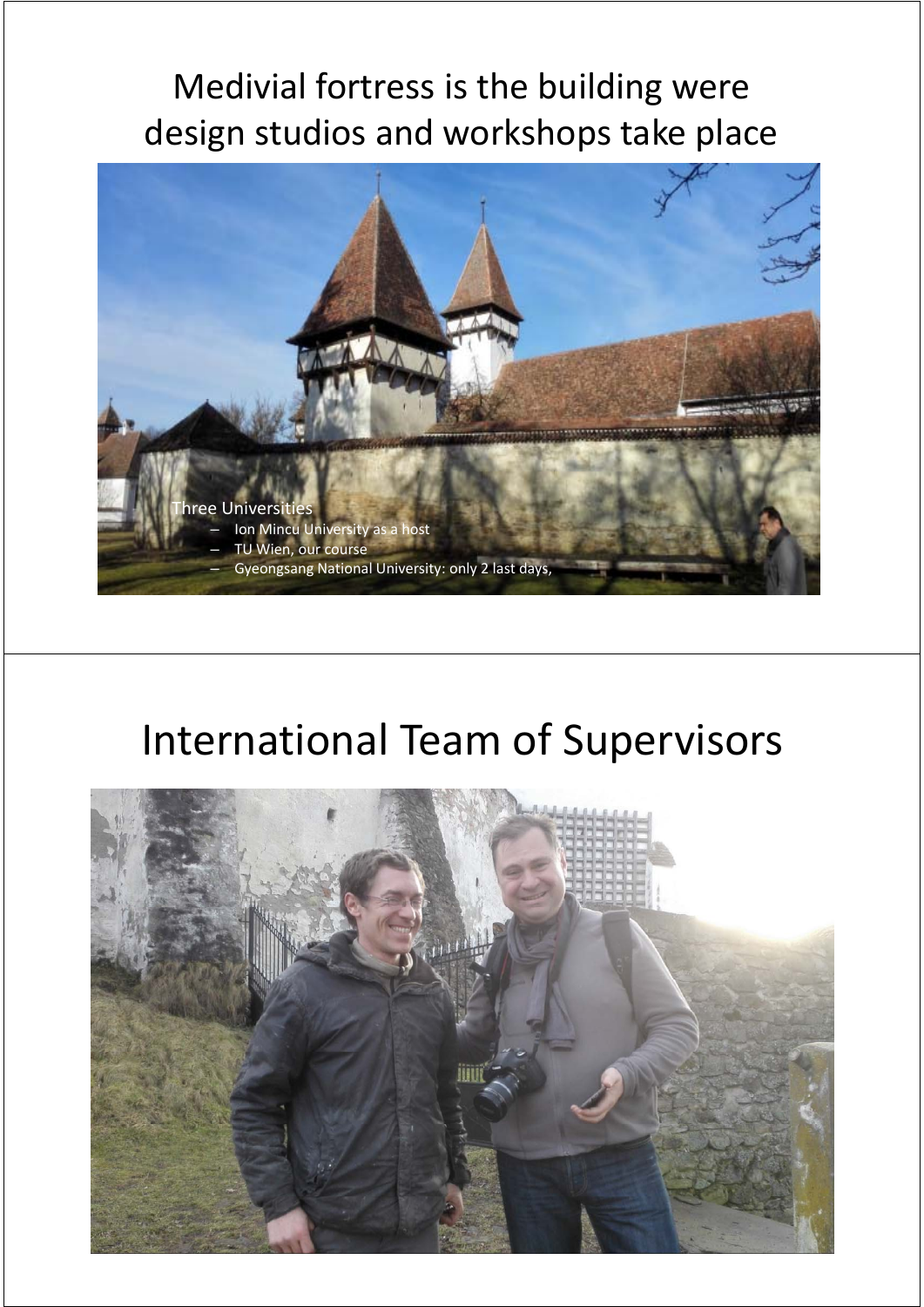# Medivial fortress is the building were design studios and workshops take place

Three Universities

- Ion Mincu University as a host
- TU Wien, our course
- Gyeongsang National University: only 2 last days,

# International Team of Supervisors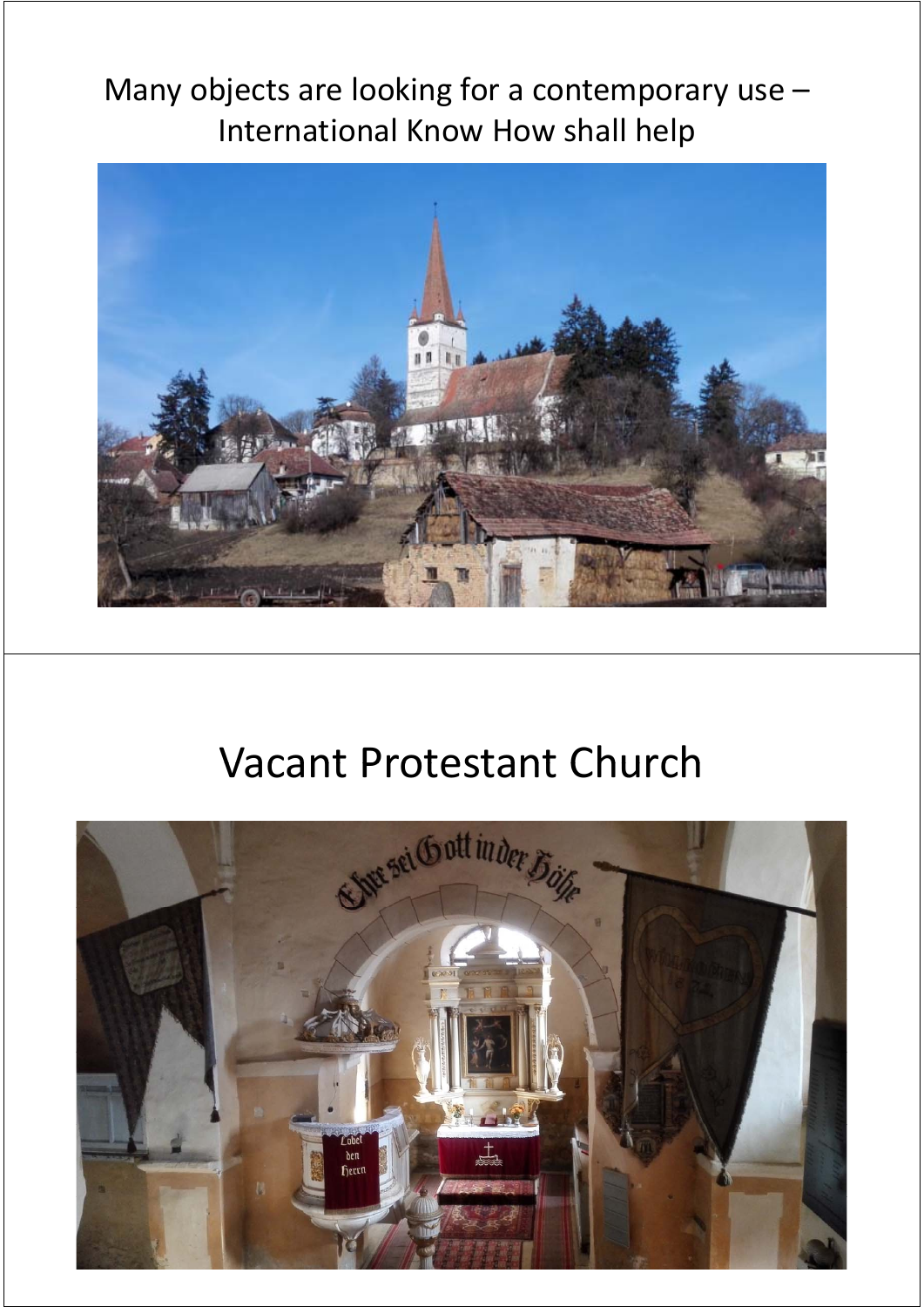Many objects are looking for a contemporary use – International Know How shall help

Vacant Protestant Church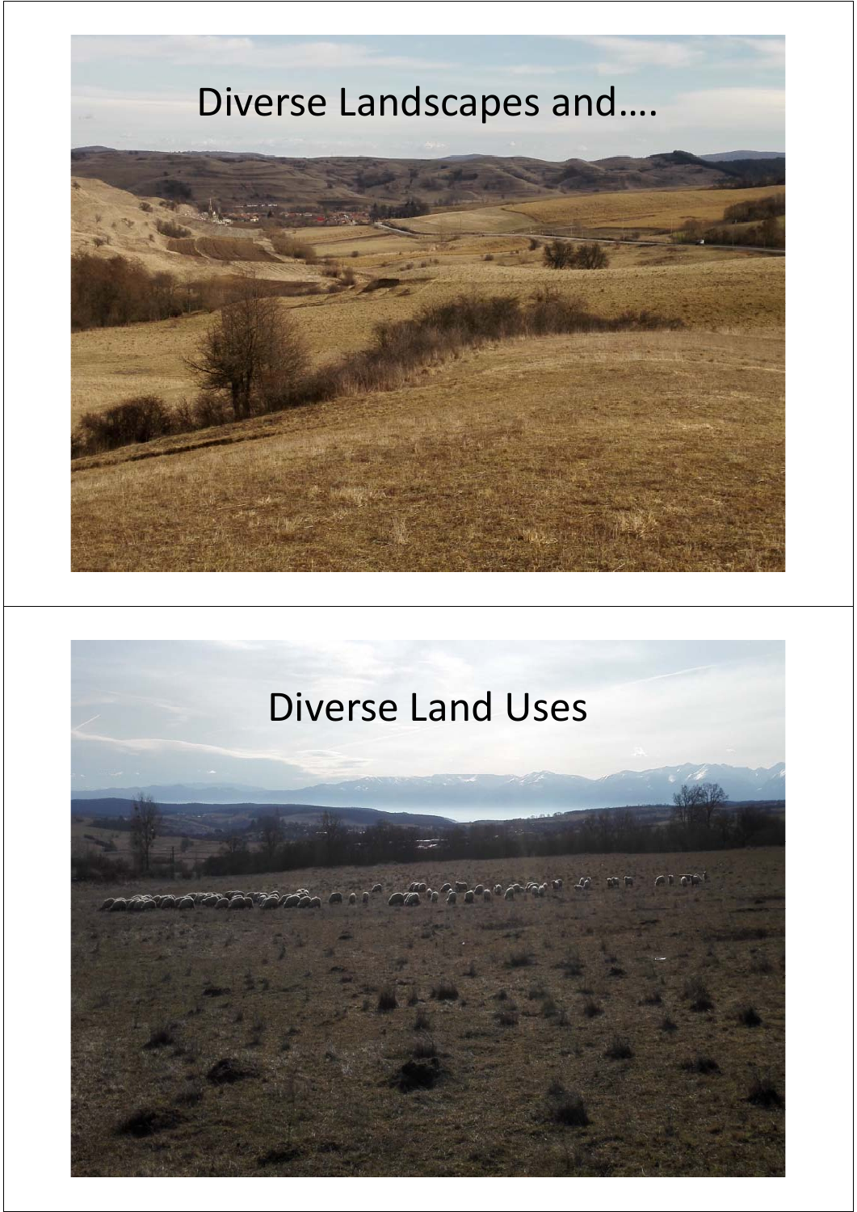# Diverse Landscapes and….

# Diverse Land Uses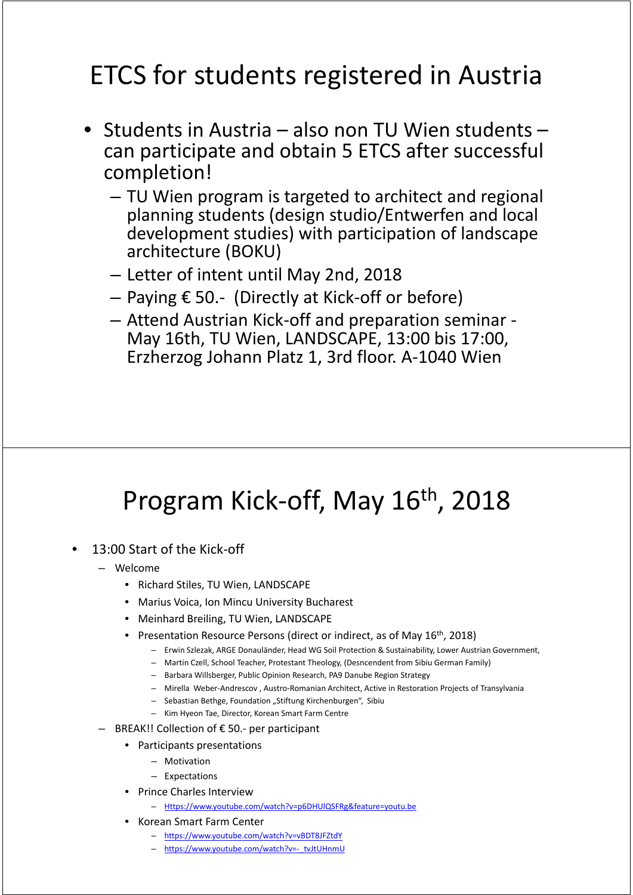# ETCS for students registered in Austria

- Students in Austria – also non TU Wien students – can participate and obtain 5 ETCS after successful completion!
  - TU Wien program is targeted to architect and regional planning students (design studio/Entwerfen and local development studies) with participation of landscape architecture (BOKU)
  - Letter of intent until May 2nd, 2018
  - Paying € 50.- (Directly at Kick-off or before)
  - Attend Austrian Kick-off and preparation seminar - May 16th, TU Wien, LANDSCAPE, 13:00 bis 17:00, Erzherzog Johann Platz 1, 3rd floor. A-1040 Wien

# Program Kick-off, May 16th, 2018

- 13:00 Start of the Kick-off
  - Welcome
    - Richard Stiles, TU Wien, LANDSCAPE
    - Marius Voica, Ion Mincu University Bucharest
    - Meinhard Breiling, TU Wien, LANDSCAPE
    - Presentation Resource Persons (direct or indirect, as of May 16th, 2018)
      - Erwin Szlezak, ARGE Donauländer, Head WG Soil Protection & Sustainability, Lower Austrian Government,
      - Martin Czell, School Teacher, Protestant Theology, (Desncendent from Sibiu German Family)
      - Barbara Willsberger, Public Opinion Research, PA9 Danube Region Strategy
      - Mirella Weber-Andrescov , Austro-Romanian Architect, Active in Restoration Projects of Transylvania
      - Sebastian Bethge, Foundation „Stiftung Kirchenburgen", Sibiu
      - Kim Hyeon Tae, Director, Korean Smart Farm Centre
  - BREAK!! Collection of € 50.- per participant
    - Participants presentations
      - Motivation
      - Expectations
    - Prince Charles Interview
      - Https://www.youtube.com/watch?v=p6DHUlQSFRg&feature=youtu.be
    - Korean Smart Farm Center
      - https://www.youtube.com/watch?v=vBDT8JFZtdY
      - https://www.youtube.com/watch?v=-_tvJtUHnmU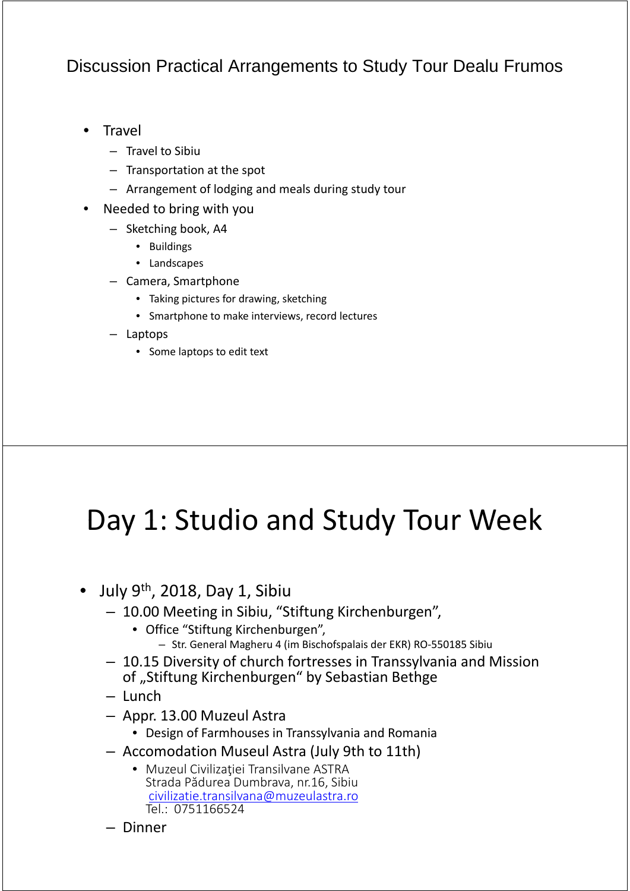## Discussion Practical Arrangements to Study Tour Dealu Frumos

- Travel
  - Travel to Sibiu
  - Transportation at the spot
  - Arrangement of lodging and meals during study tour
- Needed to bring with you
  - Sketching book, A4
    - Buildings
    - Landscapes
  - Camera, Smartphone
    - Taking pictures for drawing, sketching
    - Smartphone to make interviews, record lectures
  - Laptops
    - Some laptops to edit text

# Day 1: Studio and Study Tour Week

- July 9th, 2018, Day 1, Sibiu
  - 10.00 Meeting in Sibiu, “Stiftung Kirchenburgen”,
    - Office “Stiftung Kirchenburgen”,
      - Str. General Magheru 4 (im Bischofspalais der EKR) RO-550185 Sibiu
  - 10.15 Diversity of church fortresses in Transsylvania and Mission of „Stiftung Kirchenburgen“ by Sebastian Bethge
  - Lunch
  - Appr. 13.00 Muzeul Astra
    - Design of Farmhouses in Transsylvania and Romania
  - Accomodation Museul Astra (July 9th to 11th)
    - Muzeul Civilizaţiei Transilvane ASTRA
      Strada Pădurea Dumbrava, nr.16, Sibiu
      civilizatie.transilvana@muzeulastra.ro
      Tel.: 0751166524
  - Dinner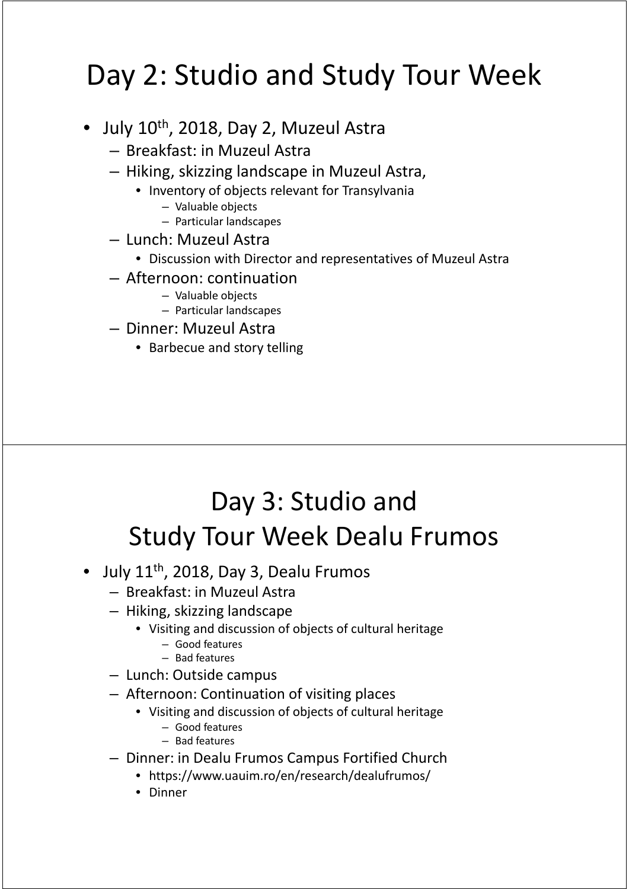# Day 2: Studio and Study Tour Week

- July 10th, 2018, Day 2, Muzeul Astra
  - Breakfast: in Muzeul Astra
  - Hiking, skizzing landscape in Muzeul Astra,
    - Inventory of objects relevant for Transylvania
      - Valuable objects
      - Particular landscapes
  - Lunch: Muzeul Astra
    - Discussion with Director and representatives of Muzeul Astra
  - Afternoon: continuation
    - Valuable objects
    - Particular landscapes
  - Dinner: Muzeul Astra
    - Barbecue and story telling

# Day 3: Studio and Study Tour Week Dealu Frumos

- July 11th, 2018, Day 3, Dealu Frumos
  - Breakfast: in Muzeul Astra
  - Hiking, skizzing landscape
    - Visiting and discussion of objects of cultural heritage
      - Good features
      - Bad features
  - Lunch: Outside campus
  - Afternoon: Continuation of visiting places
    - Visiting and discussion of objects of cultural heritage
      - Good features
      - Bad features
  - Dinner: in Dealu Frumos Campus Fortified Church
    - https://www.uauim.ro/en/research/dealufrumos/
    - Dinner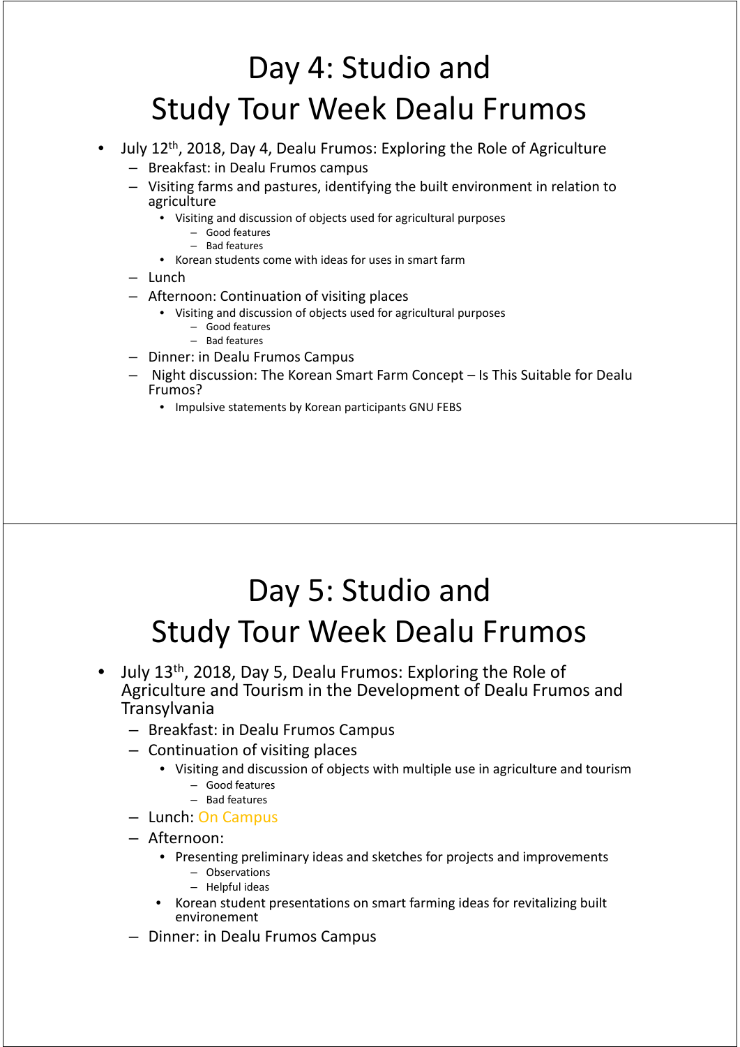# Day 4: Studio and Study Tour Week Dealu Frumos

- July 12th, 2018, Day 4, Dealu Frumos: Exploring the Role of Agriculture
  - Breakfast: in Dealu Frumos campus
  - Visiting farms and pastures, identifying the built environment in relation to agriculture
    - Visiting and discussion of objects used for agricultural purposes
      - Good features
      - Bad features
    - Korean students come with ideas for uses in smart farm
  - Lunch
  - Afternoon: Continuation of visiting places
    - Visiting and discussion of objects used for agricultural purposes
      - Good features
      - Bad features
  - Dinner: in Dealu Frumos Campus
  - Night discussion: The Korean Smart Farm Concept – Is This Suitable for Dealu Frumos?
    - Impulsive statements by Korean participants GNU FEBS

# Day 5: Studio and Study Tour Week Dealu Frumos

- July 13th, 2018, Day 5, Dealu Frumos: Exploring the Role of Agriculture and Tourism in the Development of Dealu Frumos and Transylvania
  - Breakfast: in Dealu Frumos Campus
  - Continuation of visiting places
    - Visiting and discussion of objects with multiple use in agriculture and tourism
      - Good features
      - Bad features
  - Lunch: On Campus
  - Afternoon:
    - Presenting preliminary ideas and sketches for projects and improvements
      - Observations
      - Helpful ideas
    - Korean student presentations on smart farming ideas for revitalizing built environement
  - Dinner: in Dealu Frumos Campus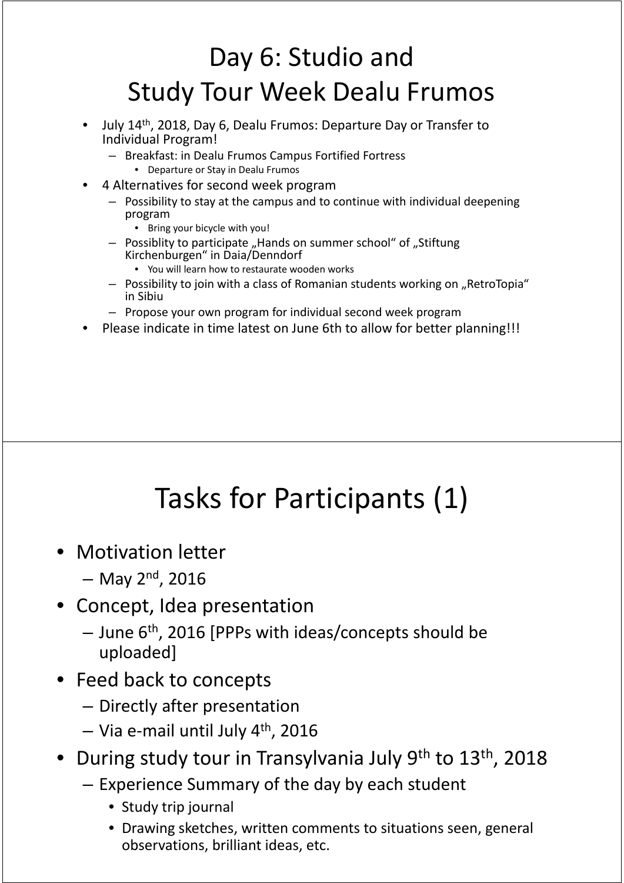# Day 6: Studio and Study Tour Week Dealu Frumos

- July 14th, 2018, Day 6, Dealu Frumos: Departure Day or Transfer to Individual Program!
  - Breakfast: in Dealu Frumos Campus Fortified Fortress
    - Departure or Stay in Dealu Frumos
- 4 Alternatives for second week program
  - Possibility to stay at the campus and to continue with individual deepening program
    - Bring your bicycle with you!
  - Possiblity to participate „Hands on summer school" of „Stiftung Kirchenburgen" in Daia/Denndorf
    - You will learn how to restaurate wooden works
  - Possibility to join with a class of Romanian students working on „RetroTopia" in Sibiu
  - Propose your own program for individual second week program
- Please indicate in time latest on June 6th to allow for better planning!!!

# Tasks for Participants (1)

- Motivation letter
  - May 2nd, 2016
- Concept, Idea presentation
  - June 6th, 2016 [PPPs with ideas/concepts should be uploaded]
- Feed back to concepts
  - Directly after presentation
  - Via e-mail until July 4th, 2016
- During study tour in Transylvania July 9th to 13th, 2018
  - Experience Summary of the day by each student
    - Study trip journal
    - Drawing sketches, written comments to situations seen, general observations, brilliant ideas, etc.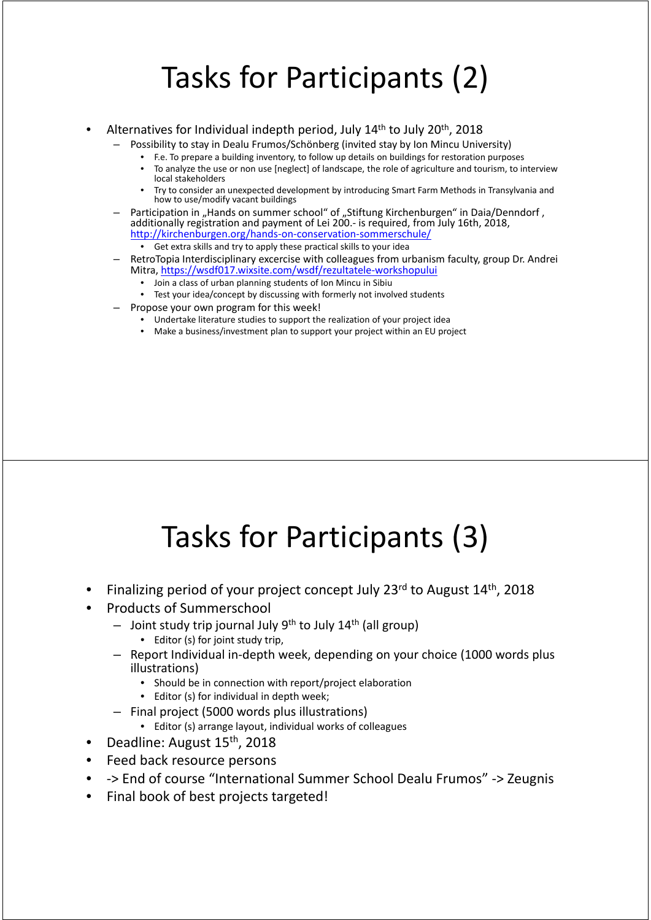# Tasks for Participants (2)

- Alternatives for Individual indepth period, July 14th to July 20th, 2018
  - Possibility to stay in Dealu Frumos/Schönberg (invited stay by Ion Mincu University)
    - F.e. To prepare a building inventory, to follow up details on buildings for restoration purposes
    - To analyze the use or non use [neglect] of landscape, the role of agriculture and tourism, to interview local stakeholders
    - Try to consider an unexpected development by introducing Smart Farm Methods in Transylvania and how to use/modify vacant buildings
  - Participation in „Hands on summer school" of „Stiftung Kirchenburgen" in Daia/Denndorf , additionally registration and payment of Lei 200.- is required, from July 16th, 2018, http://kirchenburgen.org/hands-on-conservation-sommerschule/
    - Get extra skills and try to apply these practical skills to your idea
  - RetroTopia Interdisciplinary excercise with colleagues from urbanism faculty, group Dr. Andrei Mitra, https://wsdf017.wixsite.com/wsdf/rezultatele-workshopului
    - Join a class of urban planning students of Ion Mincu in Sibiu
    - Test your idea/concept by discussing with formerly not involved students
  - Propose your own program for this week!
    - Undertake literature studies to support the realization of your project idea
    - Make a business/investment plan to support your project within an EU project

# Tasks for Participants (3)

- Finalizing period of your project concept July 23rd to August 14th, 2018
- Products of Summerschool
  - Joint study trip journal July 9th to July 14th (all group)
    - Editor (s) for joint study trip,
  - Report Individual in-depth week, depending on your choice (1000 words plus illustrations)
    - Should be in connection with report/project elaboration
    - Editor (s) for individual in depth week;
  - Final project (5000 words plus illustrations)
    - Editor (s) arrange layout, individual works of colleagues
- Deadline: August 15th, 2018
- Feed back resource persons
- -> End of course "International Summer School Dealu Frumos" -> Zeugnis
- Final book of best projects targeted!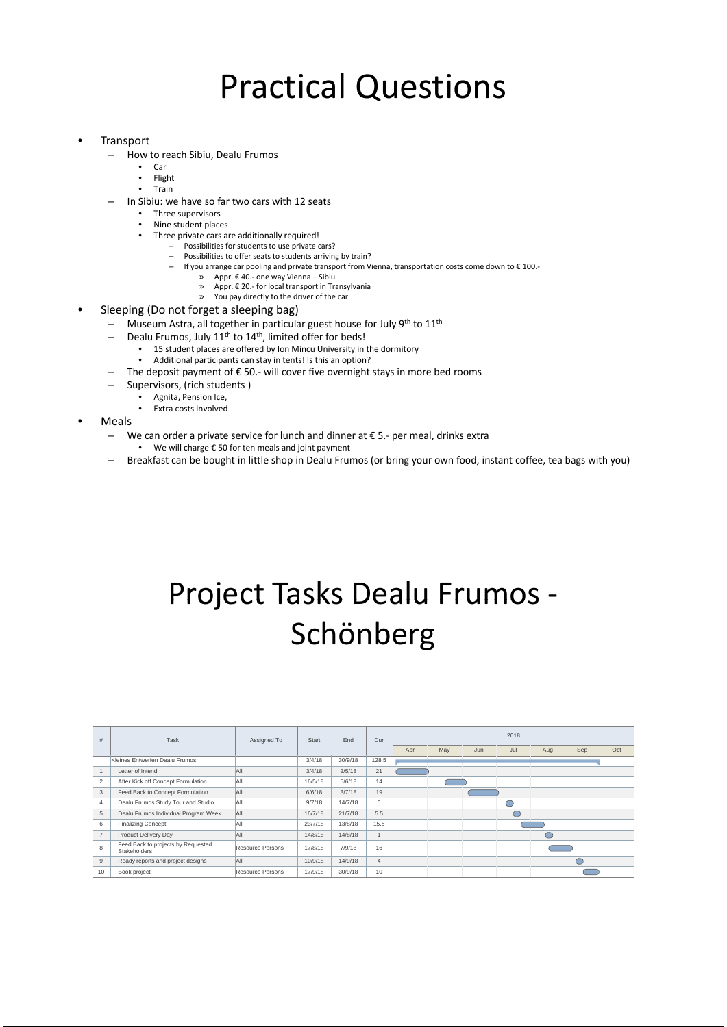# Practical Questions

- Transport
  - How to reach Sibiu, Dealu Frumos
    - Car
    - Flight
    - Train
  - In Sibiu: we have so far two cars with 12 seats
    - Three supervisors
    - Nine student places
    - Three private cars are additionally required!
      - Possibilities for students to use private cars?
      - Possibilities to offer seats to students arriving by train?
      - If you arrange car pooling and private transport from Vienna, transportation costs come down to € 100.-
        - » Appr. € 40.- one way Vienna – Sibiu
        - » Appr. € 20.- for local transport in Transylvania
        - » You pay directly to the driver of the car
- Sleeping (Do not forget a sleeping bag)
  - Museum Astra, all together in particular guest house for July 9th to 11th
  - Dealu Frumos, July 11th to 14th, limited offer for beds!
    - 15 student places are offered by Ion Mincu University in the dormitory
    - Additional participants can stay in tents! Is this an option?
  - The deposit payment of € 50.- will cover five overnight stays in more bed rooms
  - Supervisors, (rich students )
    - Agnita, Pension Ice,
    - Extra costs involved
- Meals
  - We can order a private service for lunch and dinner at € 5.- per meal, drinks extra
    - We will charge € 50 for ten meals and joint payment
  - Breakfast can be bought in little shop in Dealu Frumos (or bring your own food, instant coffee, tea bags with you)

# Project Tasks Dealu Frumos - Schönberg

| # | Task | Assigned To | Start | End | Dur |
|---|---|---|---|---|---|
| | Kleines Entwerfen Dealu Frumos | | 3/4/18 | 30/9/18 | 128.5 |
| 1 | Letter of Intend | All | 3/4/18 | 2/5/18 | 21 |
| 2 | After Kick off Concept Formulation | All | 16/5/18 | 5/6/18 | 14 |
| 3 | Feed Back to Concept Formulation | All | 6/6/18 | 3/7/18 | 19 |
| 4 | Dealu Frumos Study Tour and Studio | All | 9/7/18 | 14/7/18 | 5 |
| 5 | Dealu Frumos Individual Program Week | All | 16/7/18 | 21/7/18 | 5.5 |
| 6 | Finalizing Concept | All | 23/7/18 | 13/8/18 | 15.5 |
| 7 | Product Delivery Day | All | 14/8/18 | 14/8/18 | 1 |
| 8 | Feed Back to projects by Requested Stakeholders | Resource Persons | 17/8/18 | 7/9/18 | 16 |
| 9 | Ready reports and project designs | All | 10/9/18 | 14/9/18 | 4 |
| 10 | Book project! | Resource Persons | 17/9/18 | 30/9/18 | 10 |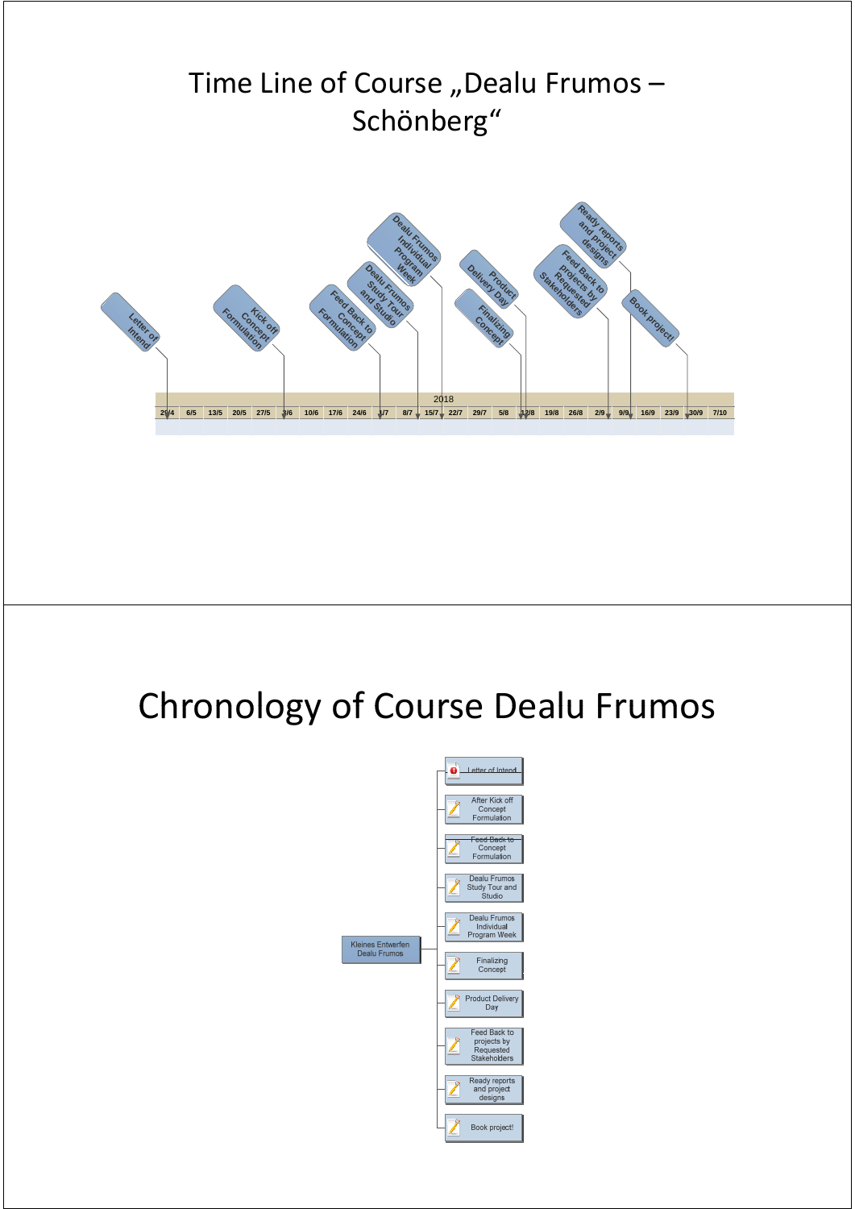# Time Line of Course „Dealu Frumos – Schönberg“

- Letter of Intend
- Kick off Concept Formulation
- Feed Back to Concept Formulation
- Dealu Frumos Study Tour and Studio
- Dealu Frumos Individual Program Week
- Finalizing Concept
- Product Delivery Day
- Feed Back to projects by Requested Stakeholders
- Ready reports and project designs
- Book project!

2018

| 29/4 | 6/5 | 13/5 | 20/5 | 27/5 | 3/6 | 10/6 | 17/6 | 24/6 | 1/7 | 8/7 | 15/7 | 22/7 | 29/7 | 5/8 | 12/8 | 19/8 | 26/8 | 2/9 | 9/9 | 16/9 | 23/9 | 30/9 | 7/10 |
|---|---|---|---|---|---|---|---|---|---|---|---|---|---|---|---|---|---|---|---|---|---|---|---|

# Chronology of Course Dealu Frumos

Kleines Entwerfen Dealu Frumos

- Letter of Intend
- After Kick off Concept Formulation
- Feed Back to Concept Formulation
- Dealu Frumos Study Tour and Studio
- Dealu Frumos Individual Program Week
- Finalizing Concept
- Product Delivery Day
- Feed Back to projects by Requested Stakeholders
- Ready reports and project designs
- Book project!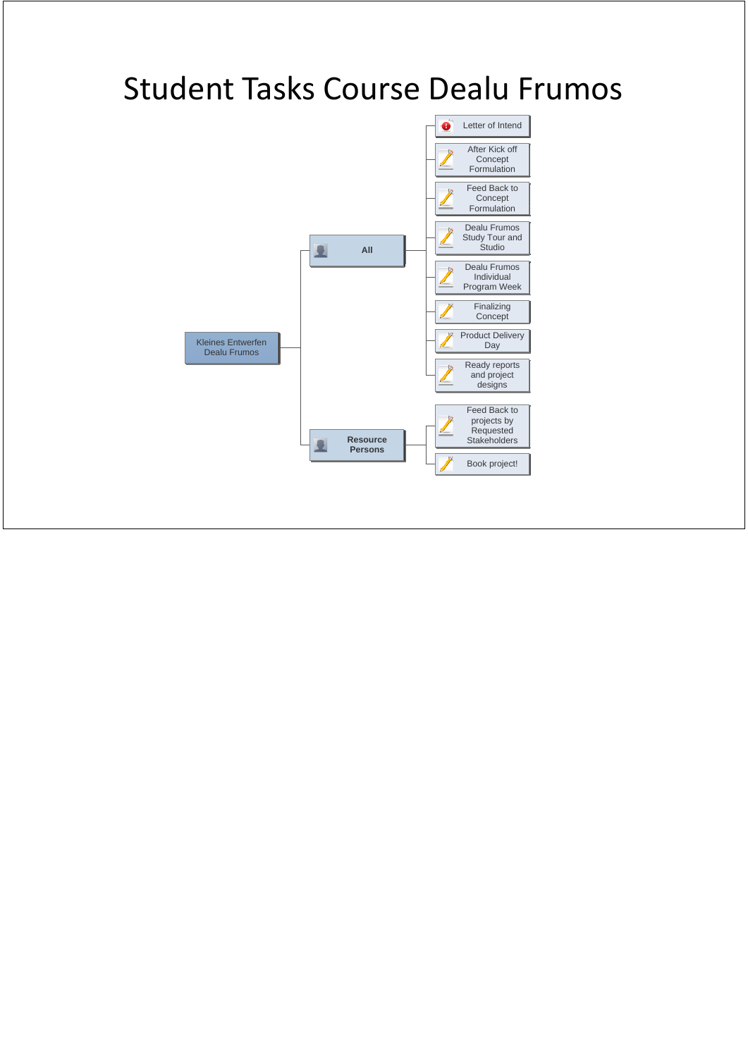# Student Tasks Course Dealu Frumos

Kleines Entwerfen Dealu Frumos

All

- Letter of Intend
- After Kick off Concept Formulation
- Feed Back to Concept Formulation
- Dealu Frumos Study Tour and Studio
- Dealu Frumos Individual Program Week
- Finalizing Concept
- Product Delivery Day
- Ready reports and project designs

Resource Persons

- Feed Back to projects by Requested Stakeholders
- Book project!